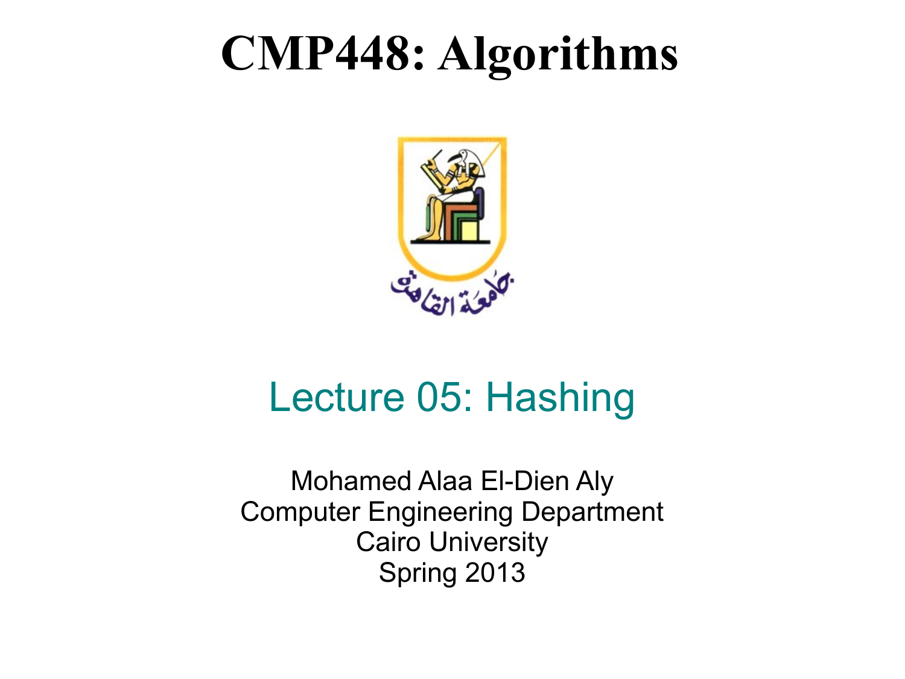# CMP448: Algorithms

جامعة القاهرة

## Lecture 05: Hashing

Mohamed Alaa El-Dien Aly
Computer Engineering Department
Cairo University
Spring 2013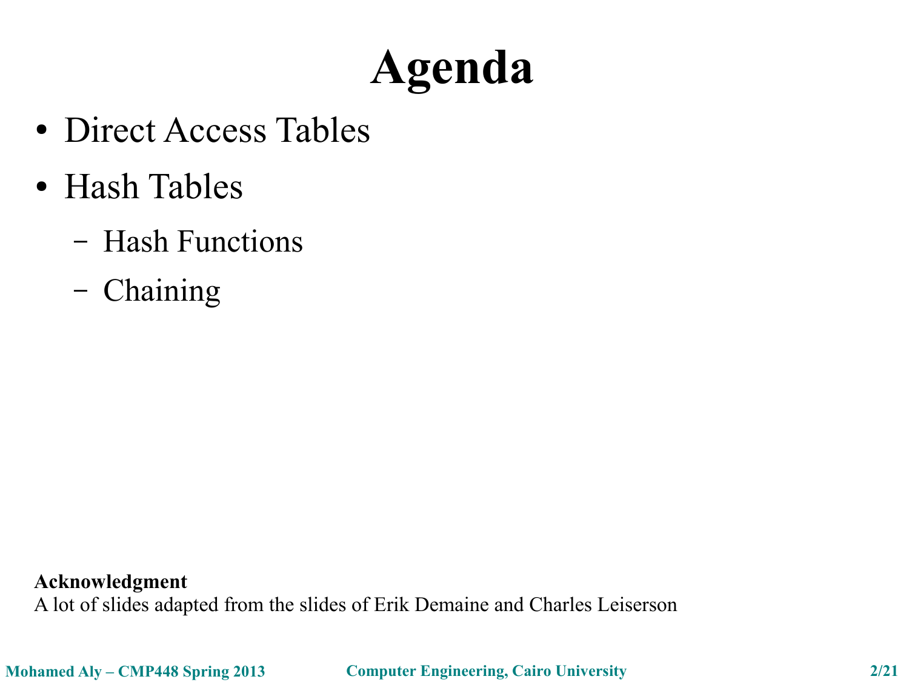# Agenda

- Direct Access Tables
- Hash Tables
  - Hash Functions
  - Chaining

**Acknowledgment**
A lot of slides adapted from the slides of Erik Demaine and Charles Leiserson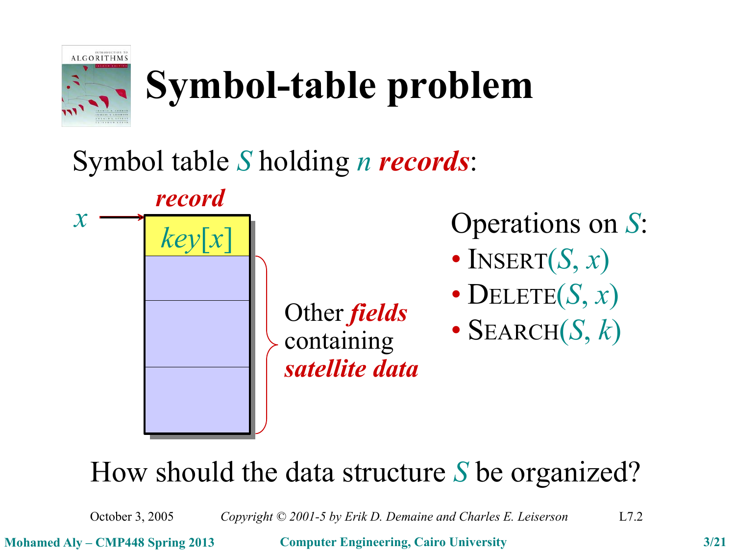# Symbol-table problem

Symbol table $S$ holding $n$ ***records***:

***record***

$x$ → $key[x]$

Other ***fields*** containing ***satellite data***

Operations on $S$:

- INSERT($S$, $x$)
- DELETE($S$, $x$)
- SEARCH($S$, $k$)

How should the data structure $S$ be organized?

October 3, 2005 *Copyright © 2001-5 by Erik D. Demaine and Charles E. Leiserson* L7.2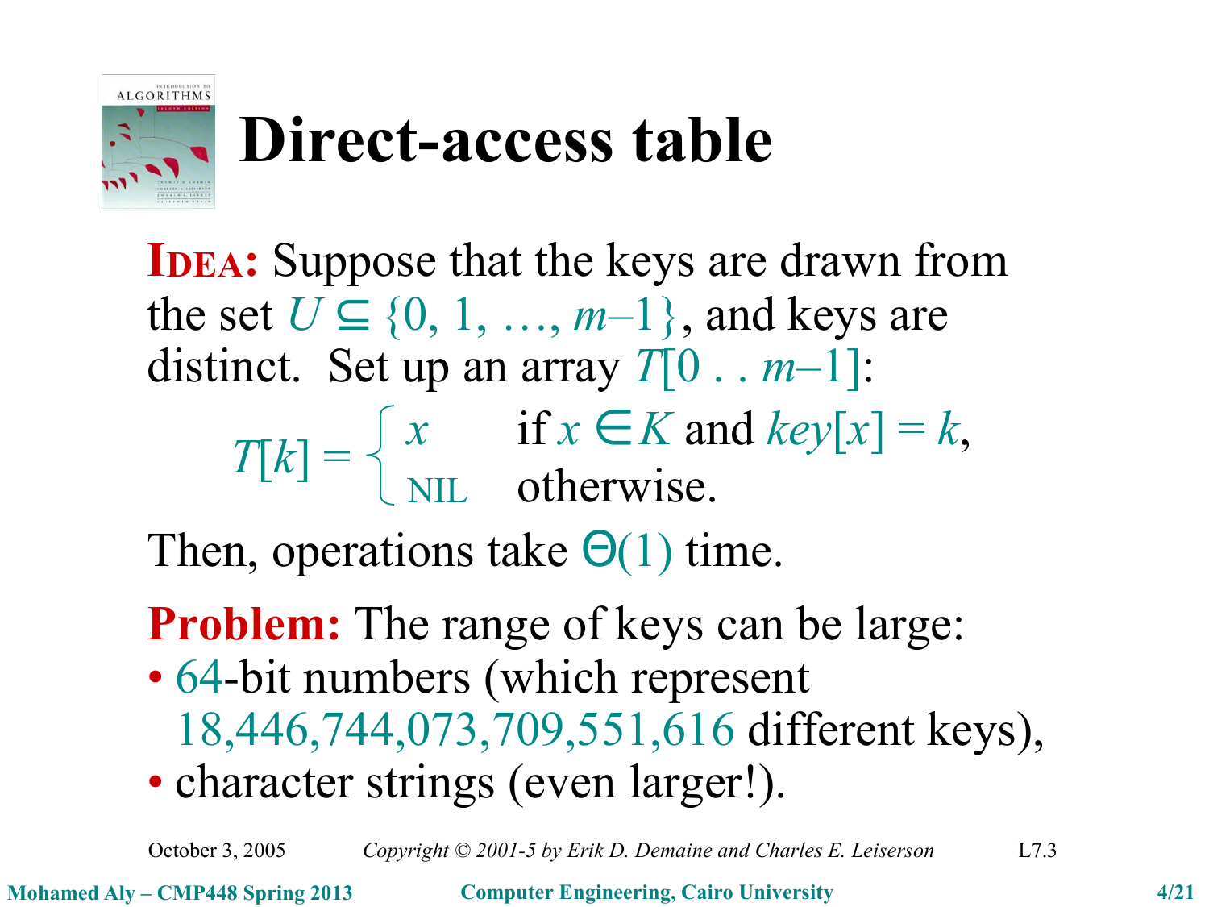# Direct-access table

**IDEA:** Suppose that the keys are drawn from the set $U \subseteq \{0, 1, \ldots, m-1\}$, and keys are distinct. Set up an array $T[0 \,..\, m-1]$:

$$T[k] = \begin{cases} x & \text{if } x \in K \text{ and } key[x] = k, \\ \text{NIL} & \text{otherwise.} \end{cases}$$

Then, operations take $\Theta(1)$ time.

**Problem:** The range of keys can be large:

- 64-bit numbers (which represent 18,446,744,073,709,551,616 different keys),
- character strings (even larger!).

October 3, 2005 — Copyright © 2001-5 by Erik D. Demaine and Charles E. Leiserson — L7.3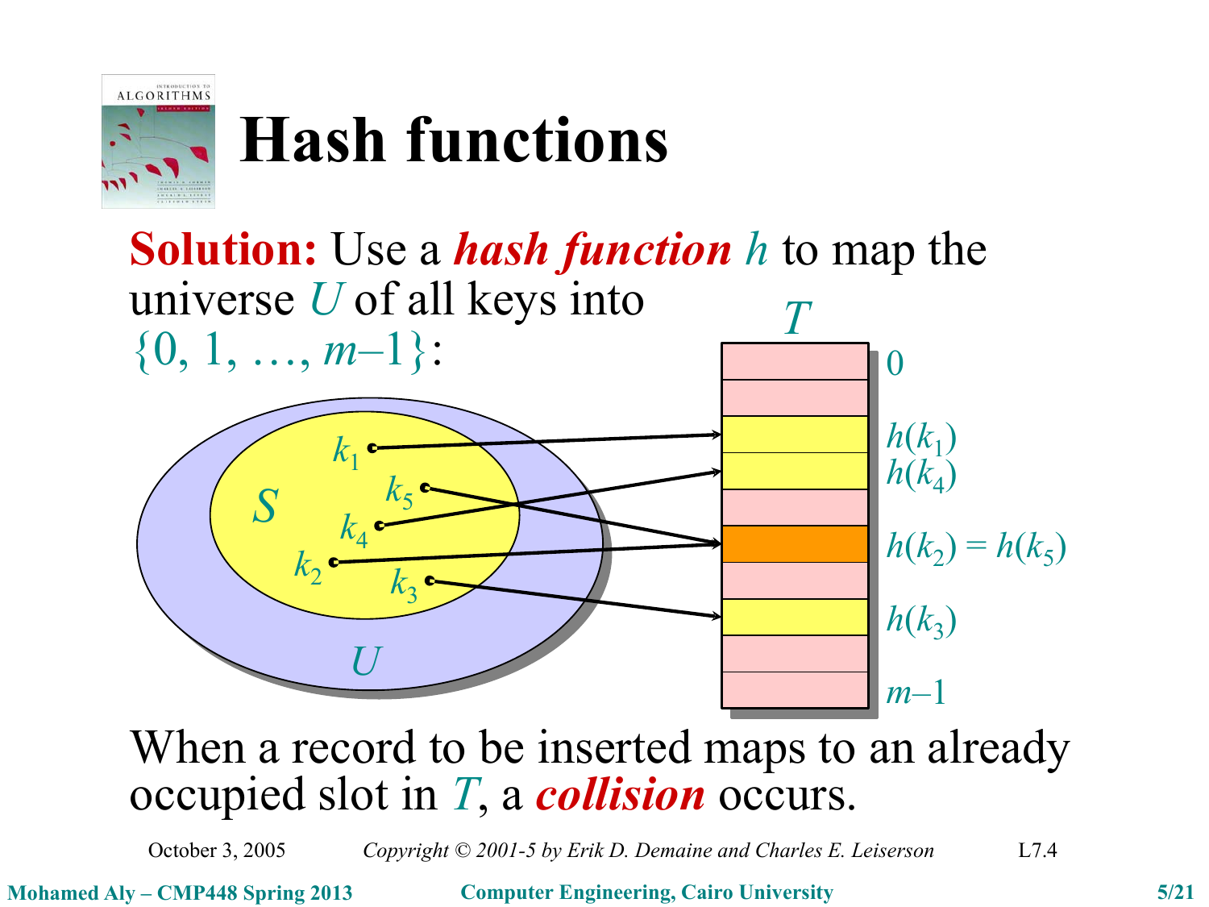# Hash functions

**Solution:** Use a ***hash function*** $h$ to map the universe $U$ of all keys into $\{0, 1, \ldots, m-1\}$:

$T$

$0$

$h(k_1)$

$h(k_4)$

$h(k_2) = h(k_5)$

$h(k_3)$

$m-1$

$S$: $k_1$, $k_5$, $k_4$, $k_2$, $k_3$

$U$

When a record to be inserted maps to an already occupied slot in $T$, a ***collision*** occurs.

October 3, 2005 — *Copyright © 2001-5 by Erik D. Demaine and Charles E. Leiserson* — L7.4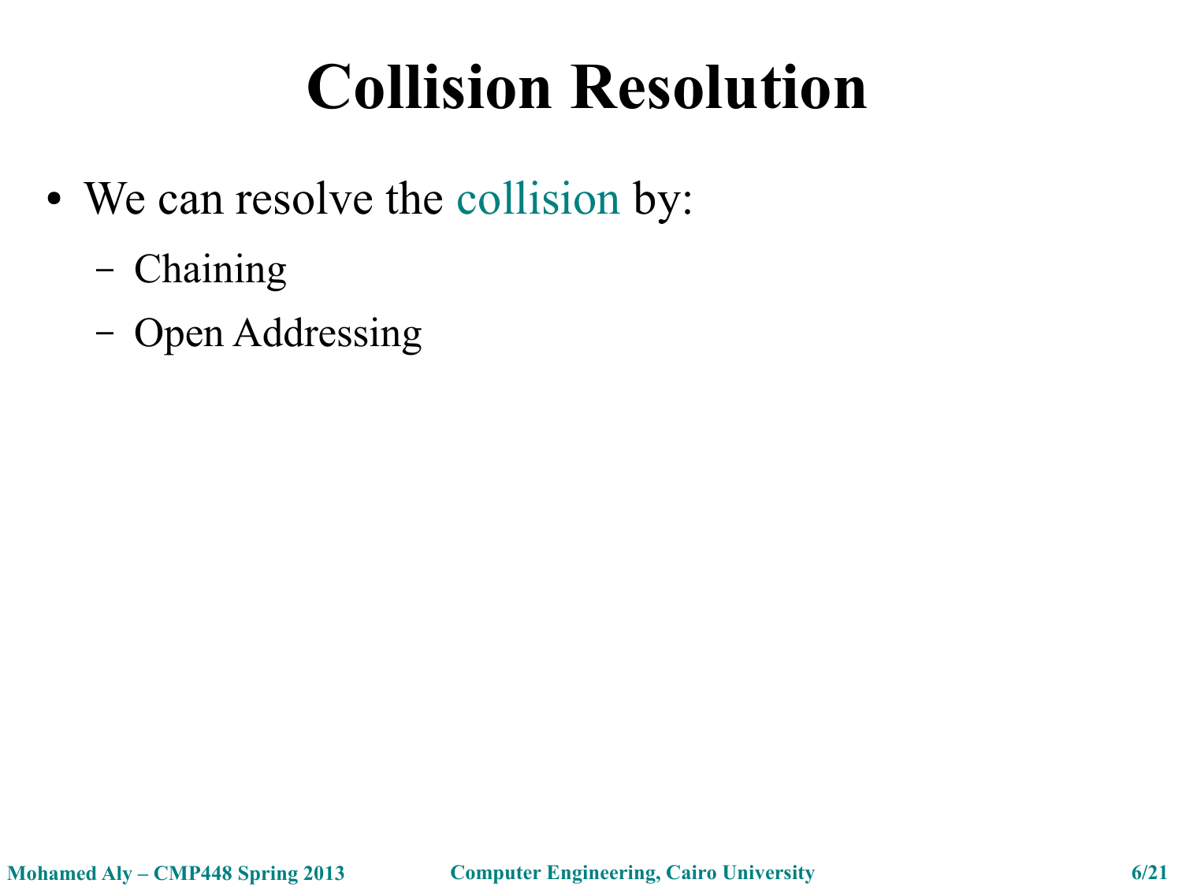# Collision Resolution

- We can resolve the collision by:
  - Chaining
  - Open Addressing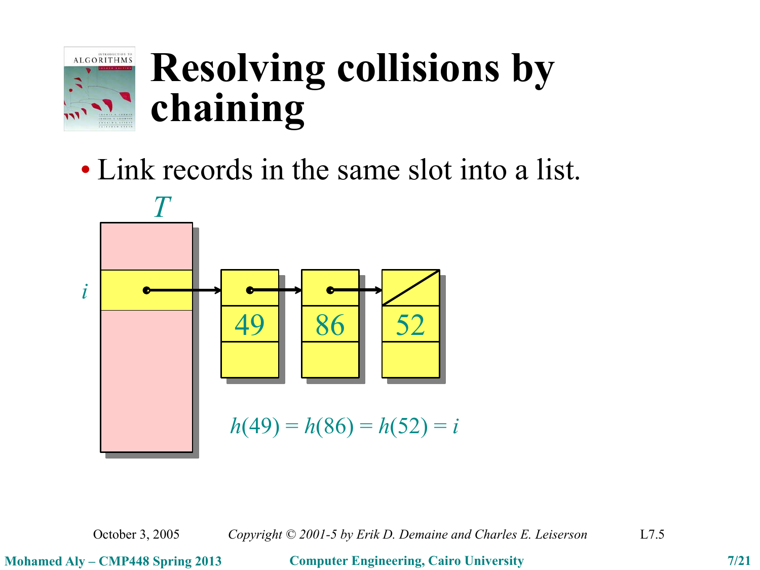# Resolving collisions by chaining

- Link records in the same slot into a list.

$T$

$i$

49 86 52

$h(49) = h(86) = h(52) = i$

October 3, 2005 *Copyright © 2001-5 by Erik D. Demaine and Charles E. Leiserson* L7.5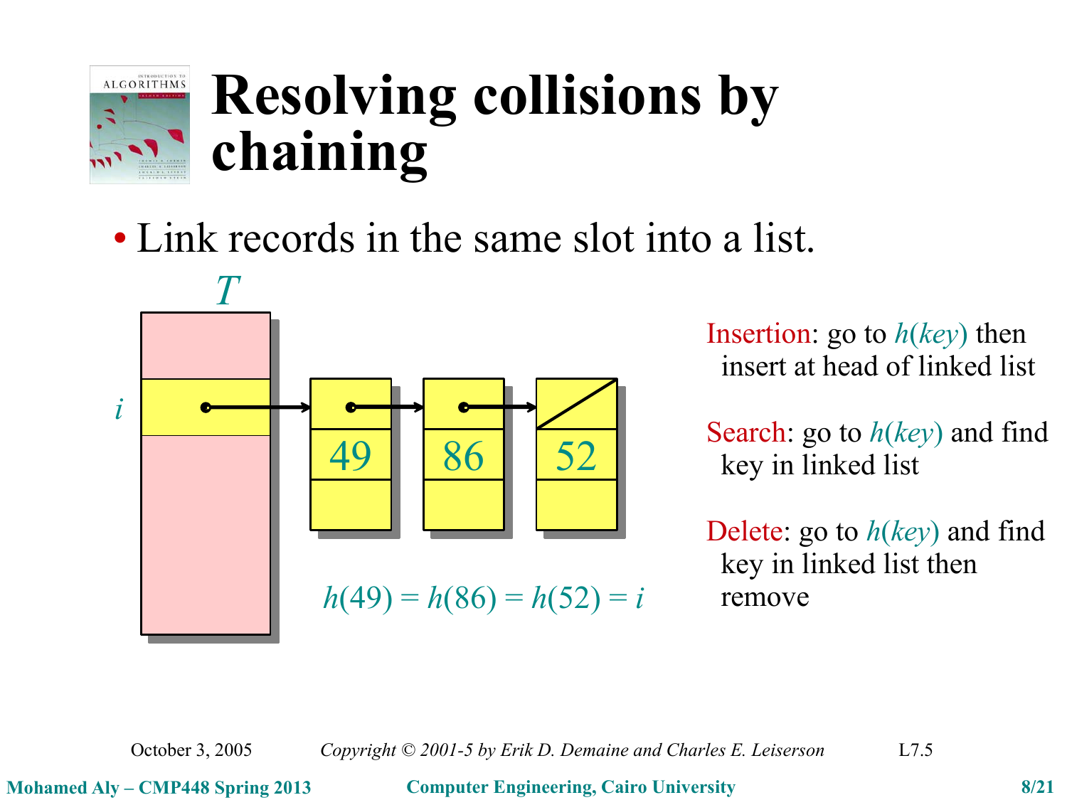# Resolving collisions by chaining

- Link records in the same slot into a list.

$T$

$i$

49 → 86 → 52

$h(49) = h(86) = h(52) = i$

Insertion: go to $h(key)$ then insert at head of linked list

Search: go to $h(key)$ and find key in linked list

Delete: go to $h(key)$ and find key in linked list then remove

October 3, 2005 *Copyright © 2001-5 by Erik D. Demaine and Charles E. Leiserson* L7.5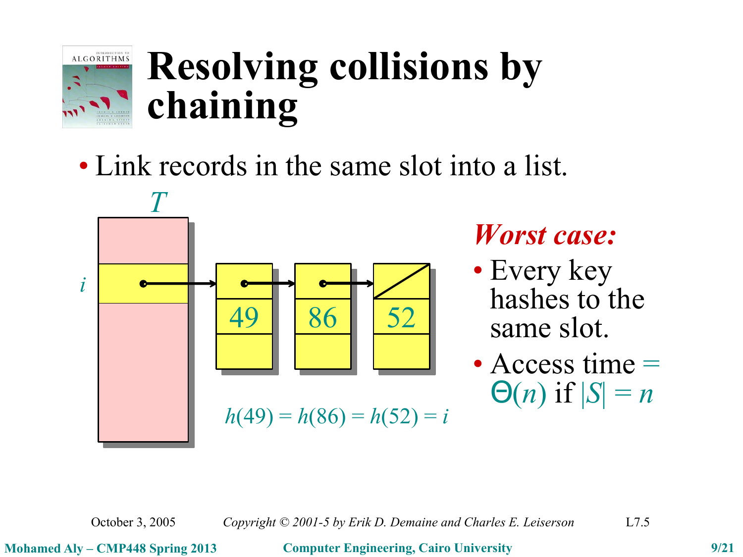# Resolving collisions by chaining

- Link records in the same slot into a list.

$T$

$i$

49 86 52

$h(49) = h(86) = h(52) = i$

***Worst case:***

- Every key hashes to the same slot.
- Access time $= \Theta(n)$ if $|S| = n$

October 3, 2005 *Copyright © 2001-5 by Erik D. Demaine and Charles E. Leiserson* L7.5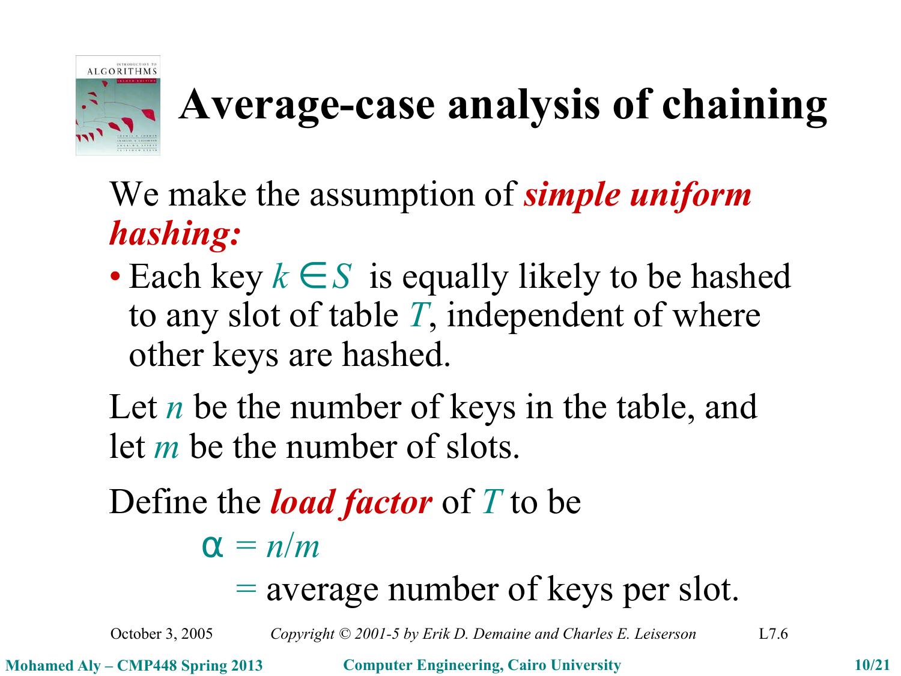# Average-case analysis of chaining

We make the assumption of ***simple uniform hashing:***

- Each key $k \in S$ is equally likely to be hashed to any slot of table $T$, independent of where other keys are hashed.

Let $n$ be the number of keys in the table, and let $m$ be the number of slots.

Define the ***load factor*** of $T$ to be

$$\alpha = n/m$$

$$= \text{average number of keys per slot.}$$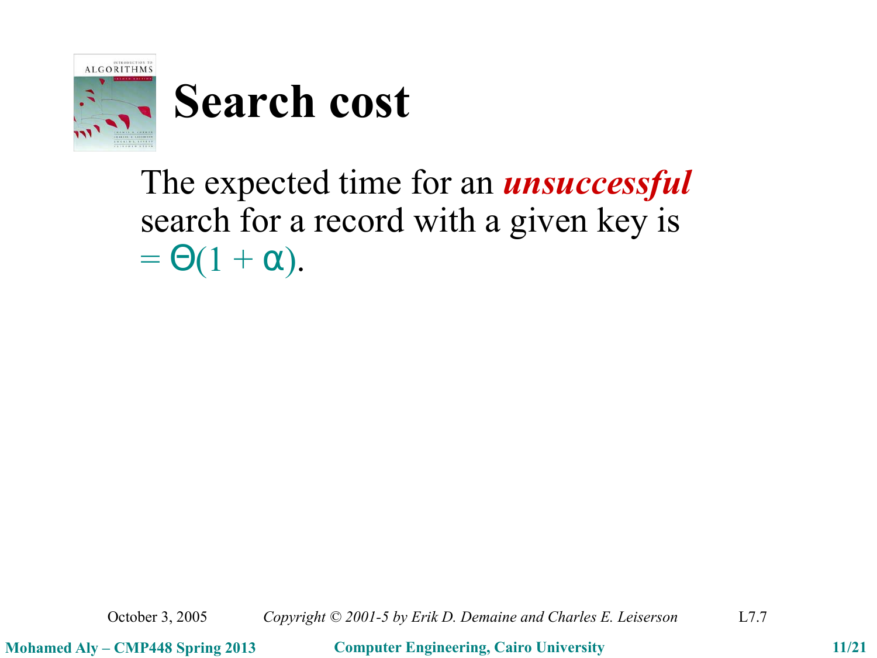# Search cost

The expected time for an ***unsuccessful*** search for a record with a given key is $= \Theta(1 + \alpha)$.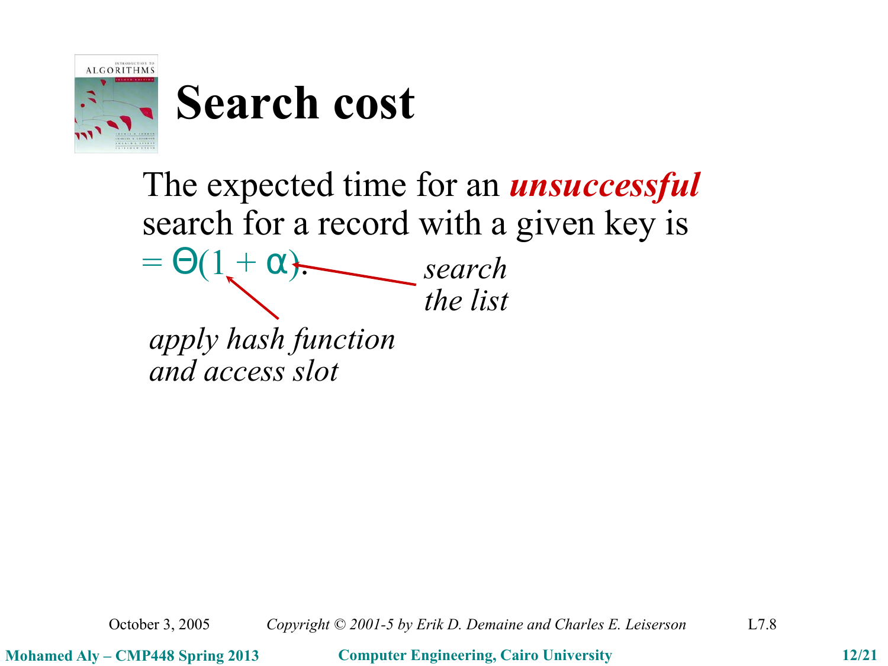# Search cost

The expected time for an ***unsuccessful*** search for a record with a given key is $= \Theta(1 + \alpha)$.

*search the list*

*apply hash function and access slot*

October 3, 2005 *Copyright © 2001-5 by Erik D. Demaine and Charles E. Leiserson* L7.8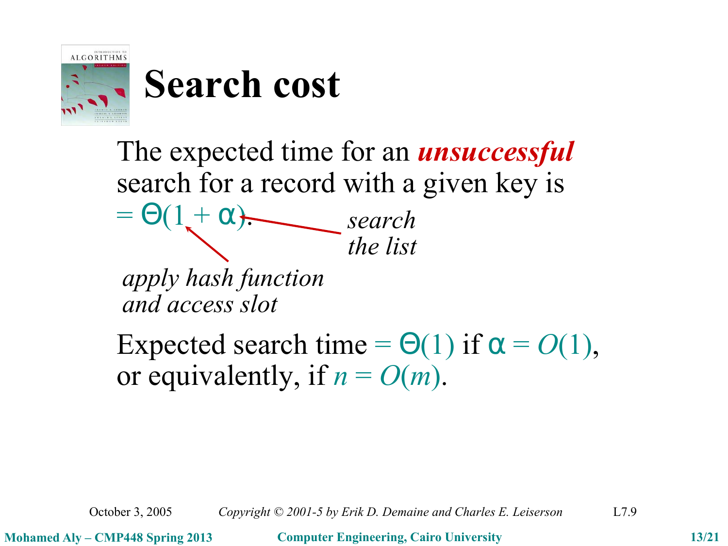# Search cost

The expected time for an ***unsuccessful*** search for a record with a given key is $= \Theta(1 + \alpha)$.

*search the list*

*apply hash function and access slot*

Expected search time $= \Theta(1)$ if $\alpha = O(1)$, or equivalently, if $n = O(m)$.

October 3, 2005 — *Copyright © 2001-5 by Erik D. Demaine and Charles E. Leiserson* — L7.9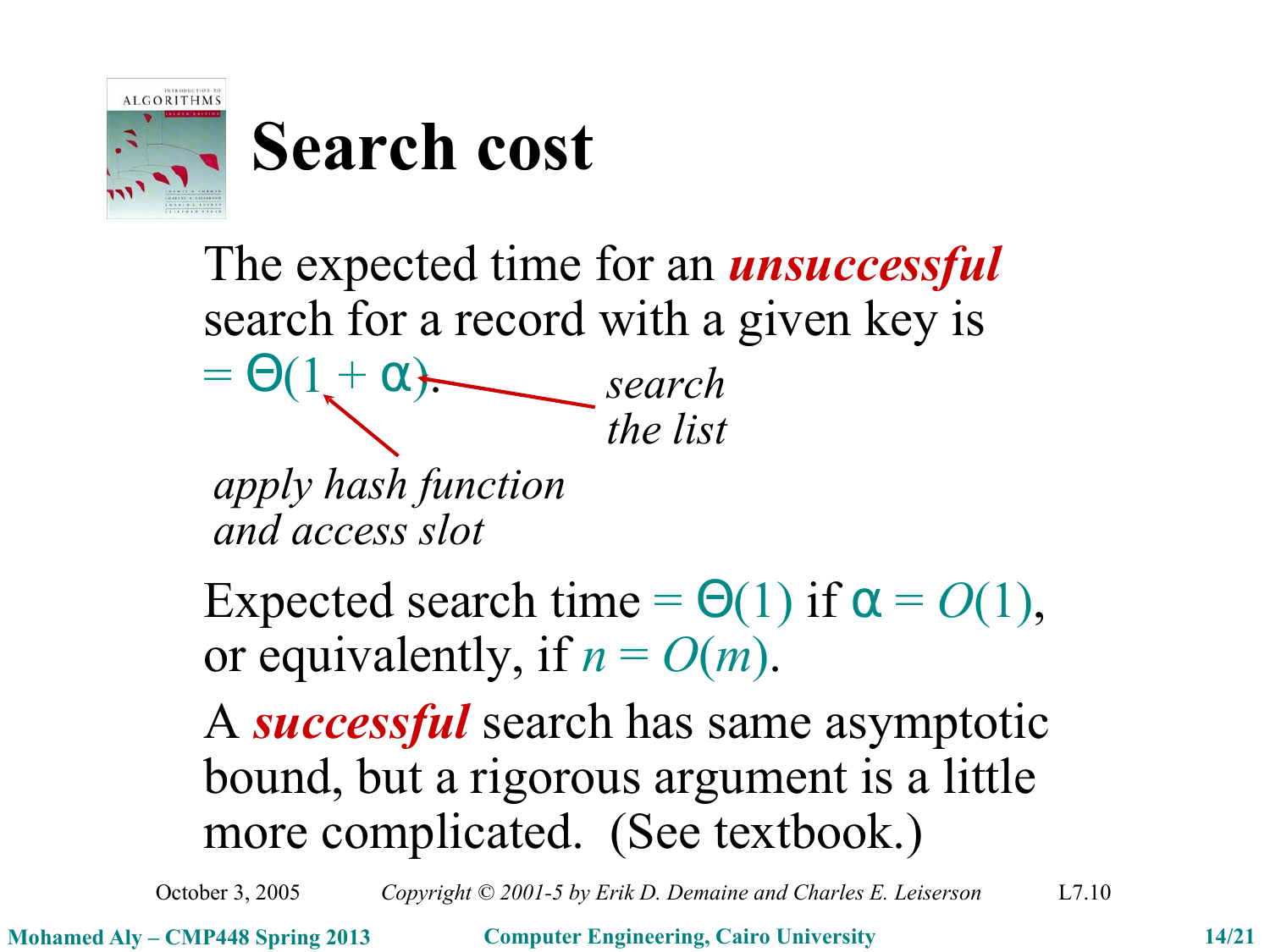# Search cost

The expected time for an ***unsuccessful*** search for a record with a given key is $= \Theta(1 + \alpha)$.

*apply hash function and access slot* (the $1$ term)

*search the list* (the $\alpha$ term)

Expected search time $= \Theta(1)$ if $\alpha = O(1)$, or equivalently, if $n = O(m)$.

A ***successful*** search has same asymptotic bound, but a rigorous argument is a little more complicated. (See textbook.)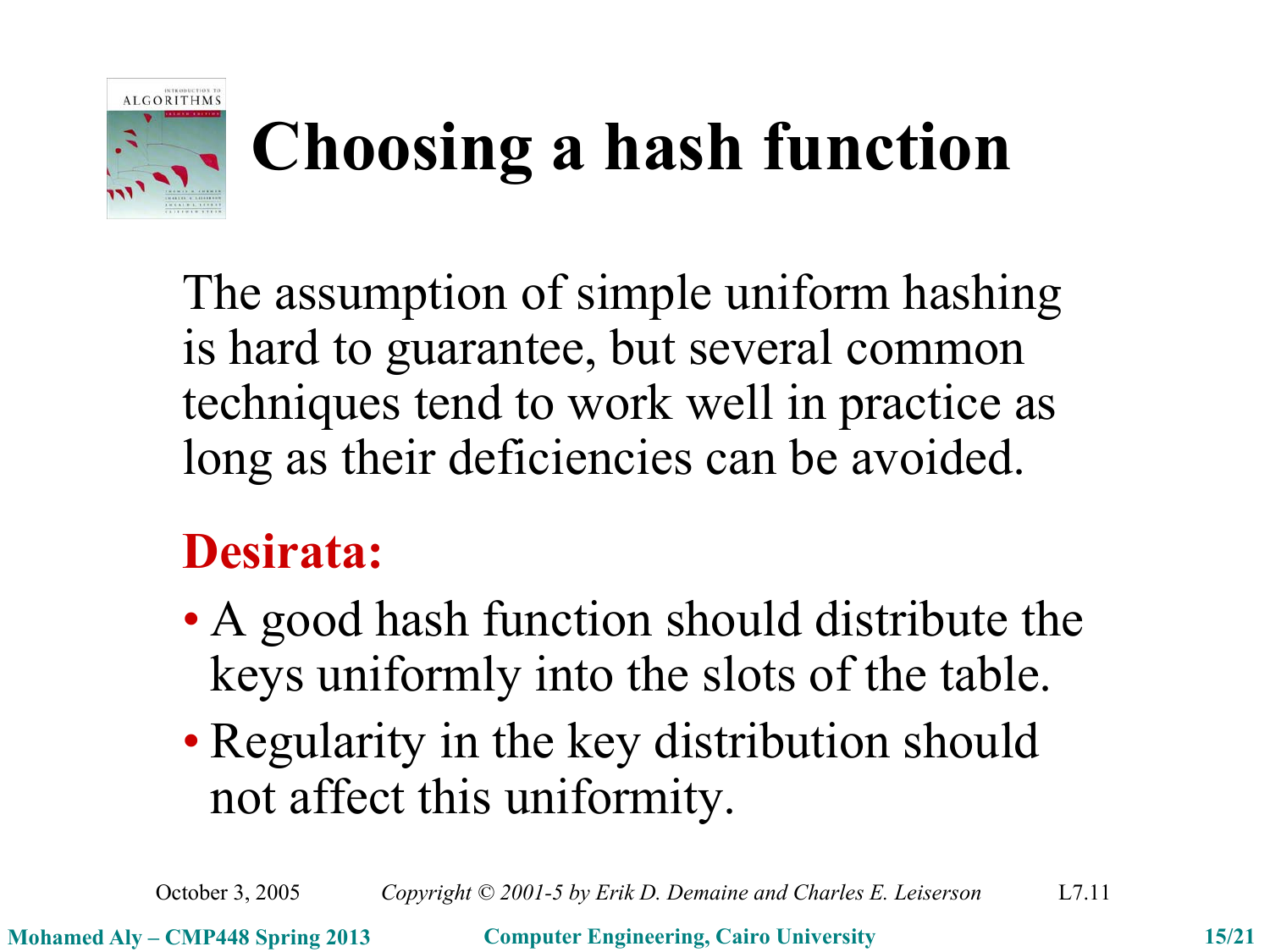# Choosing a hash function

The assumption of simple uniform hashing is hard to guarantee, but several common techniques tend to work well in practice as long as their deficiencies can be avoided.

**Desirata:**

- A good hash function should distribute the keys uniformly into the slots of the table.
- Regularity in the key distribution should not affect this uniformity.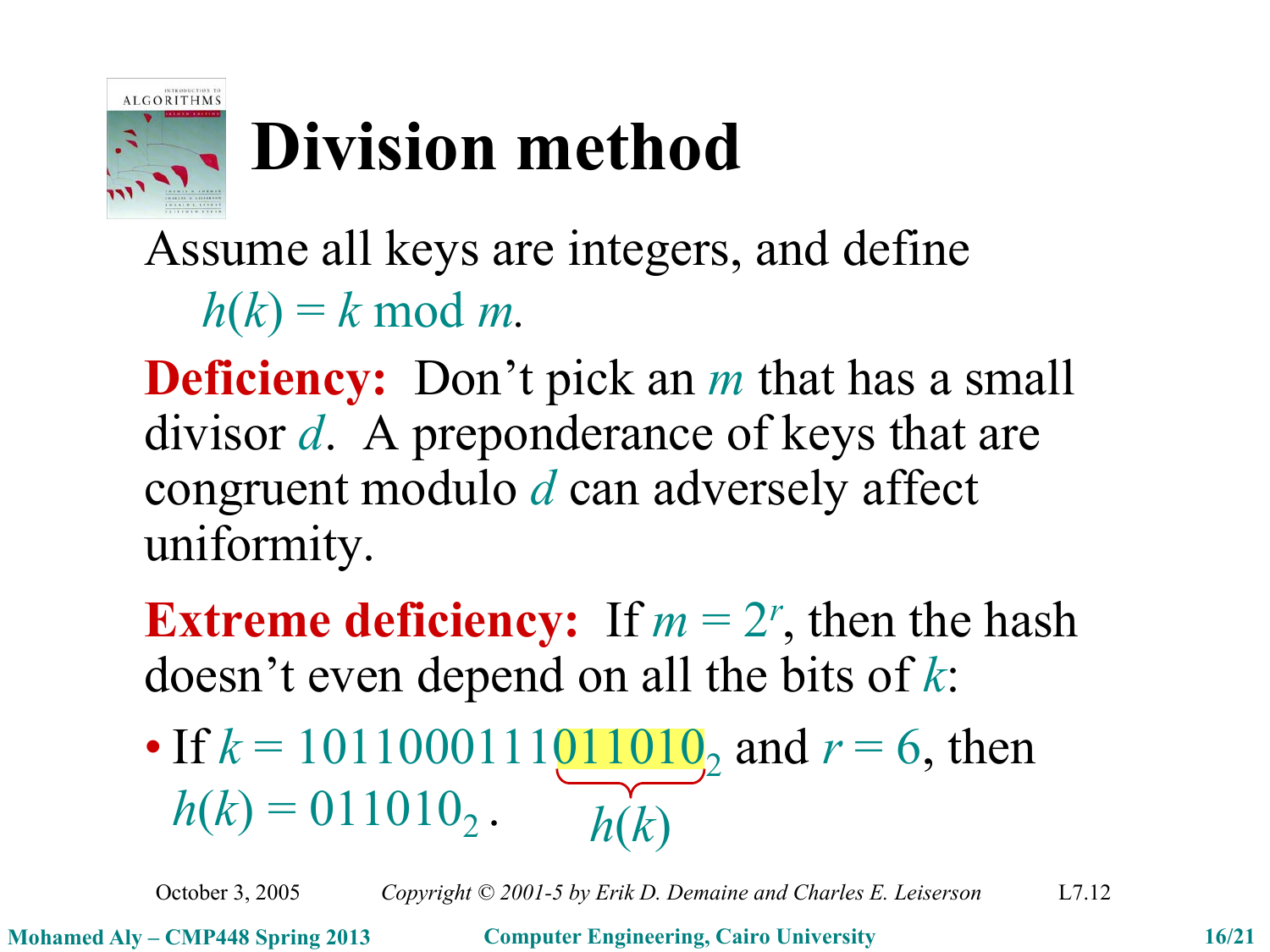# Division method

Assume all keys are integers, and define

$h(k) = k \bmod m$.

**Deficiency:** Don't pick an $m$ that has a small divisor $d$. A preponderance of keys that are congruent modulo $d$ can adversely affect uniformity.

**Extreme deficiency:** If $m = 2^r$, then the hash doesn't even depend on all the bits of $k$:

- If $k = 1011000111\underbrace{011010}_{h(k)}{}_2$ and $r = 6$, then $h(k) = 011010_2$.

October 3, 2005 Copyright © 2001-5 by Erik D. Demaine and Charles E. Leiserson L7.12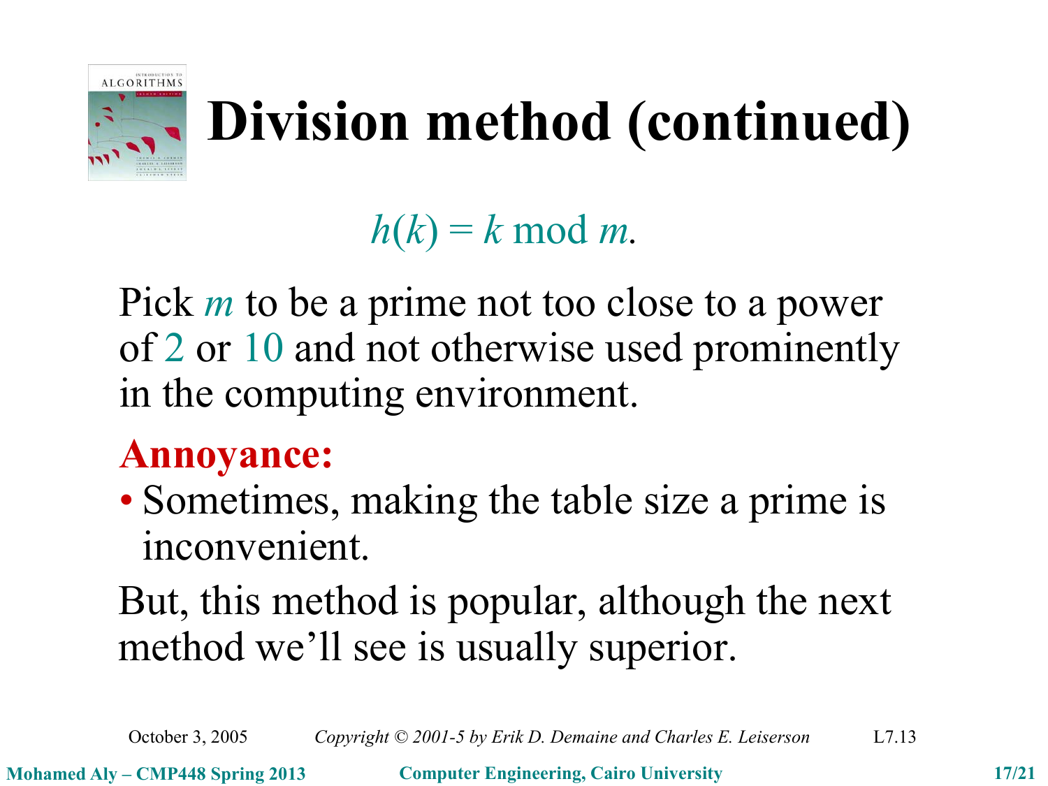# Division method (continued)

$$h(k) = k \bmod m.$$

Pick $m$ to be a prime not too close to a power of $2$ or $10$ and not otherwise used prominently in the computing environment.

**Annoyance:**

- Sometimes, making the table size a prime is inconvenient.

But, this method is popular, although the next method we'll see is usually superior.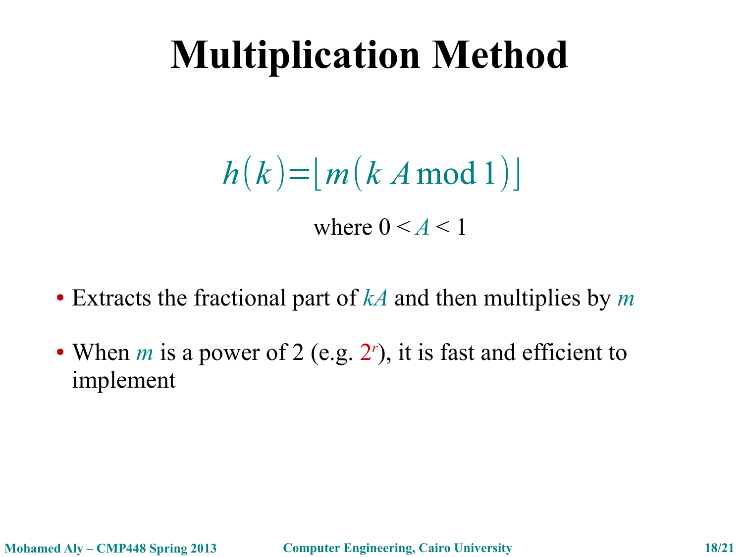# Multiplication Method

$$h(k) = \lfloor m(k\,A \bmod 1) \rfloor$$

where $0 < A < 1$

- Extracts the fractional part of $kA$ and then multiplies by $m$
- When $m$ is a power of 2 (e.g. $2^r$), it is fast and efficient to implement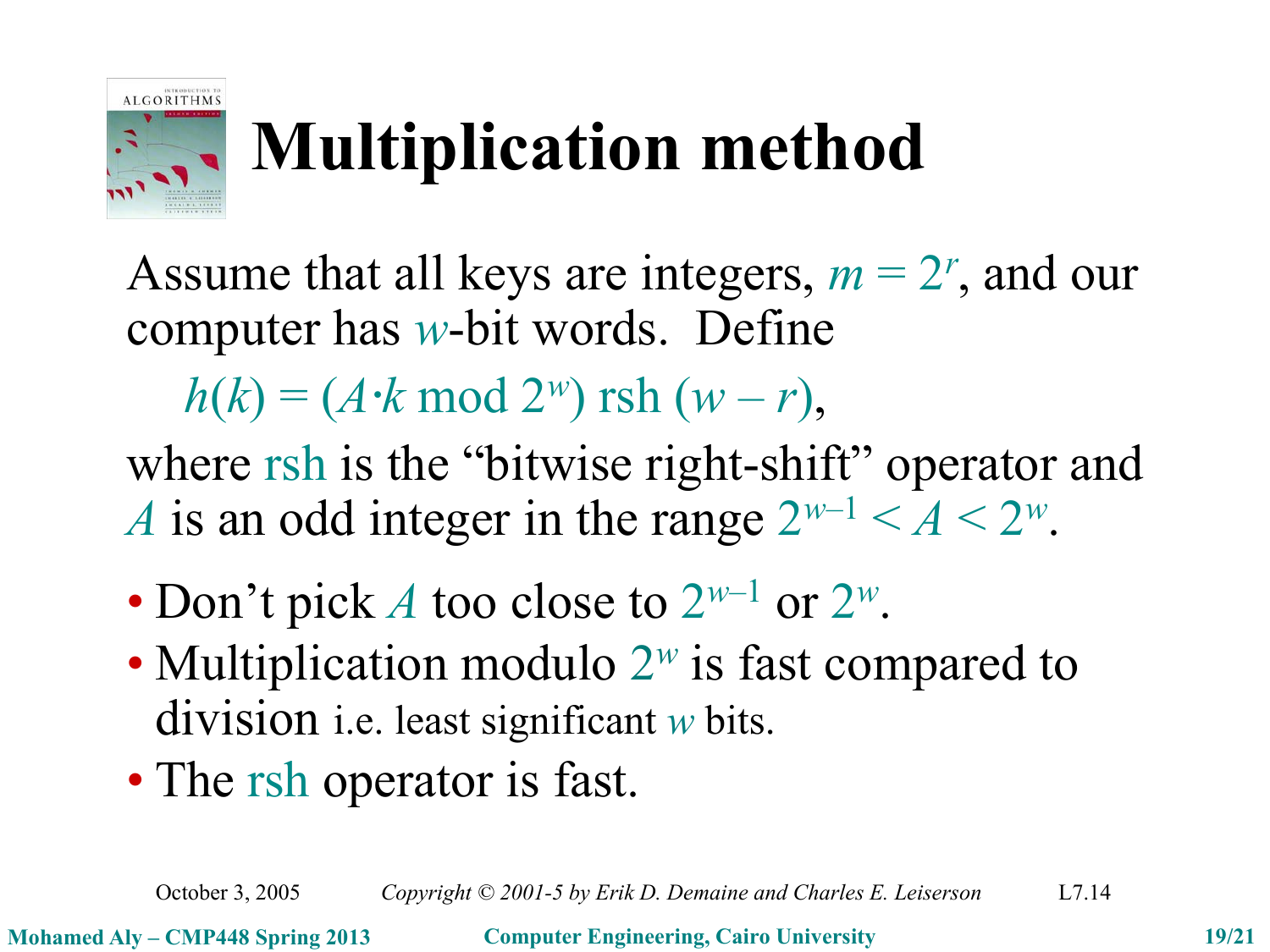# Multiplication method

Assume that all keys are integers, $m = 2^r$, and our computer has $w$-bit words. Define

$$h(k) = (A \cdot k \bmod 2^w) \text{ rsh } (w - r),$$

where rsh is the "bitwise right-shift" operator and $A$ is an odd integer in the range $2^{w-1} < A < 2^w$.

- Don't pick $A$ too close to $2^{w-1}$ or $2^w$.
- Multiplication modulo $2^w$ is fast compared to division i.e. least significant $w$ bits.
- The rsh operator is fast.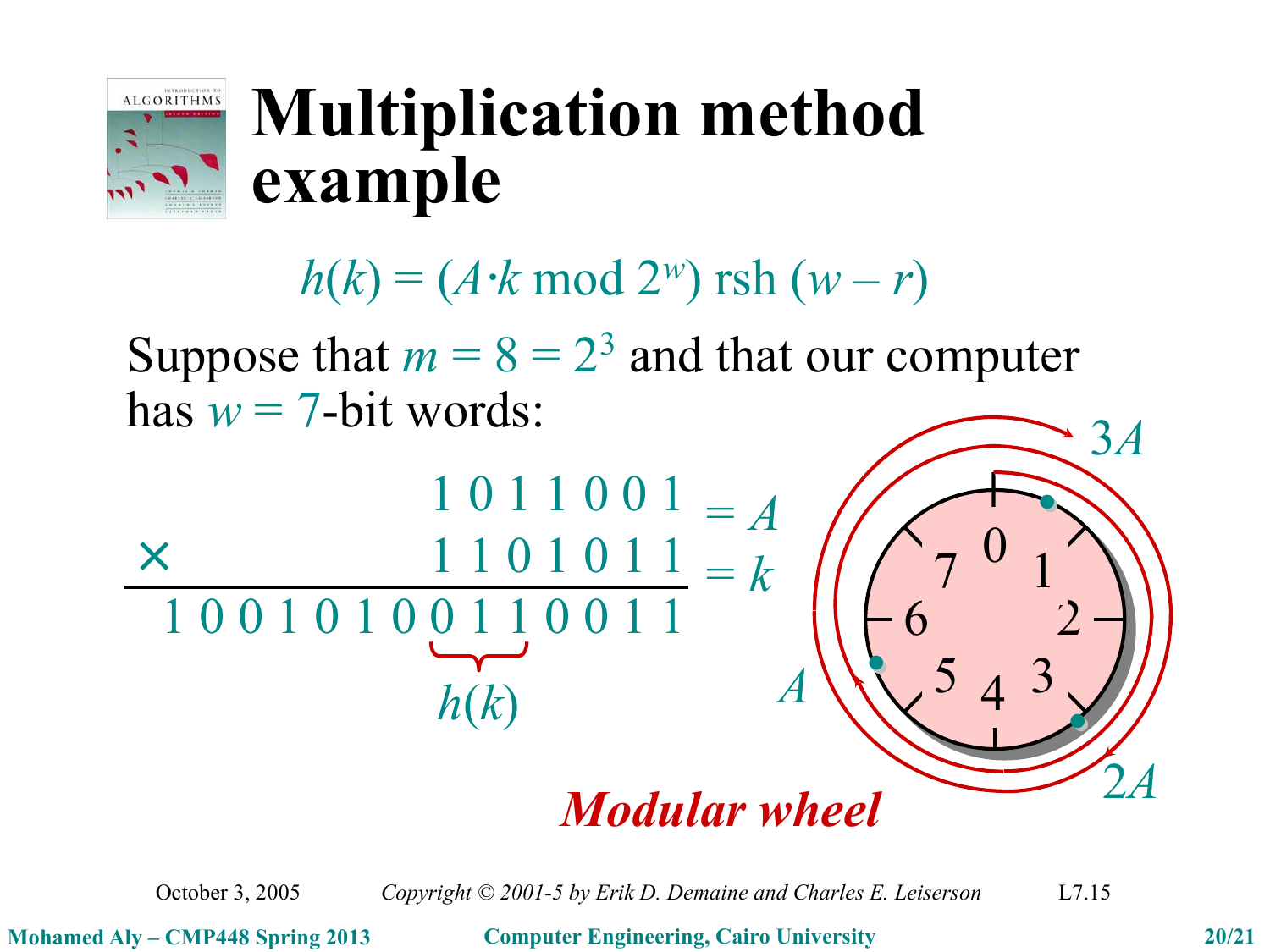# Multiplication method example

$$h(k) = (A \cdot k \bmod 2^w) \text{ rsh } (w - r)$$

Suppose that $m = 8 = 2^3$ and that our computer has $w = 7$-bit words:

$$
\begin{array}{r r}
 & 1\,0\,1\,1\,0\,0\,1 = A \\
\times & 1\,1\,0\,1\,0\,1\,1 = k \\
\hline
1\,0\,0\,1\,0\,1\,0\,0\,1\,1\,0\,0\,1\,1 &
\end{array}
$$

$h(k) = 011$ (the bits $0\,1\,1$ in the product)

Modular wheel: $A$, $2A$, $3A$ around positions 0–7.

*Modular wheel*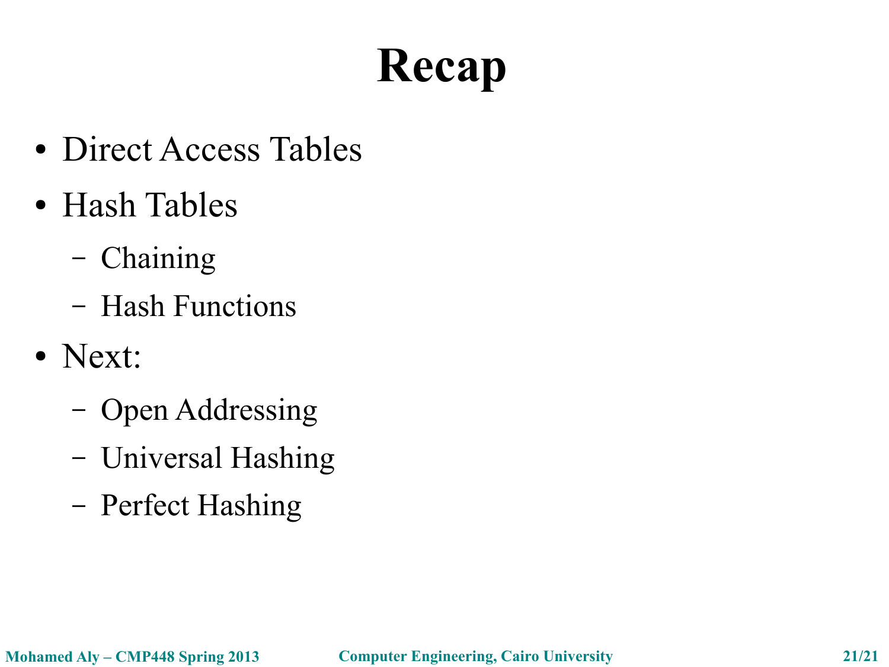# Recap

- Direct Access Tables
- Hash Tables
  - Chaining
  - Hash Functions
- Next:
  - Open Addressing
  - Universal Hashing
  - Perfect Hashing